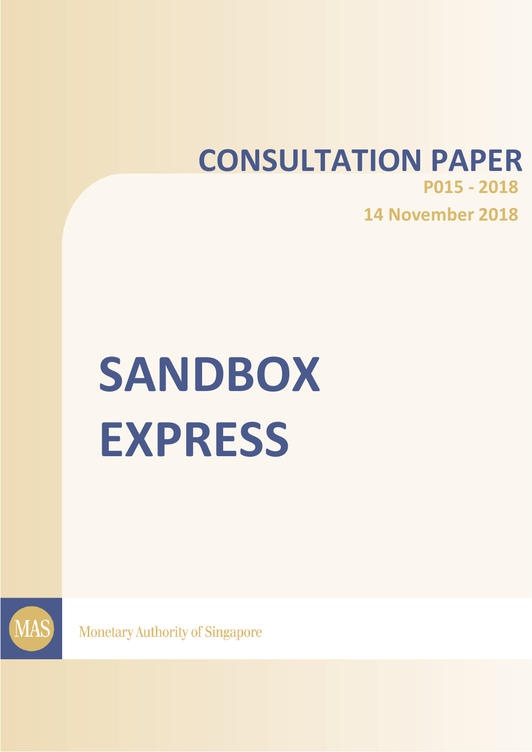# CONSULTATION PAPER

**P015 - 2018**

**14 November 2018**

# SANDBOX EXPRESS

MAS

Monetary Authority of Singapore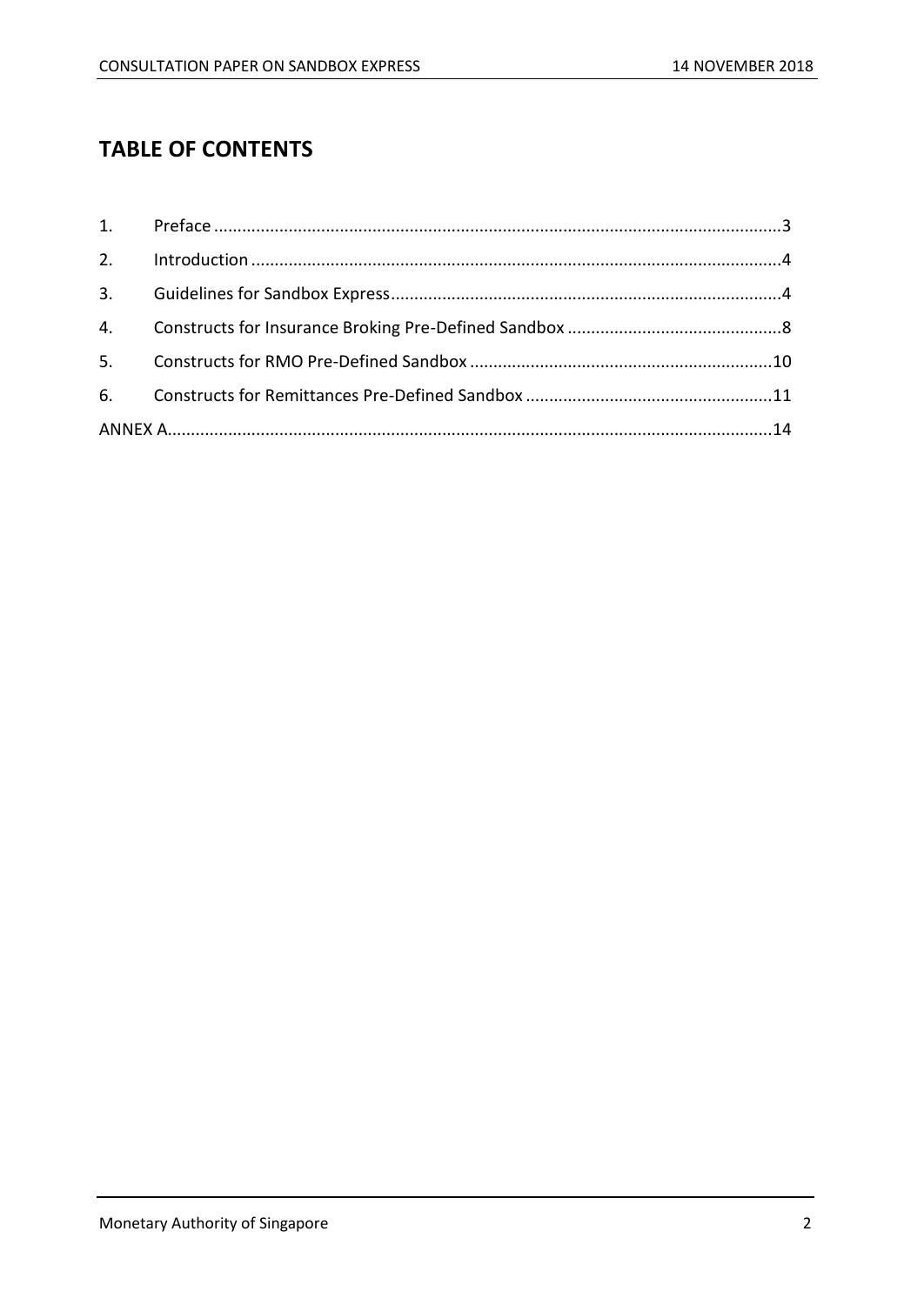## TABLE OF CONTENTS

1. Preface ........................................................................................................................3
2. Introduction ................................................................................................................4
3. Guidelines for Sandbox Express..................................................................................4
4. Constructs for Insurance Broking Pre-Defined Sandbox .............................................8
5. Constructs for RMO Pre-Defined Sandbox ................................................................10
6. Constructs for Remittances Pre-Defined Sandbox ....................................................11

ANNEX A................................................................................................................................14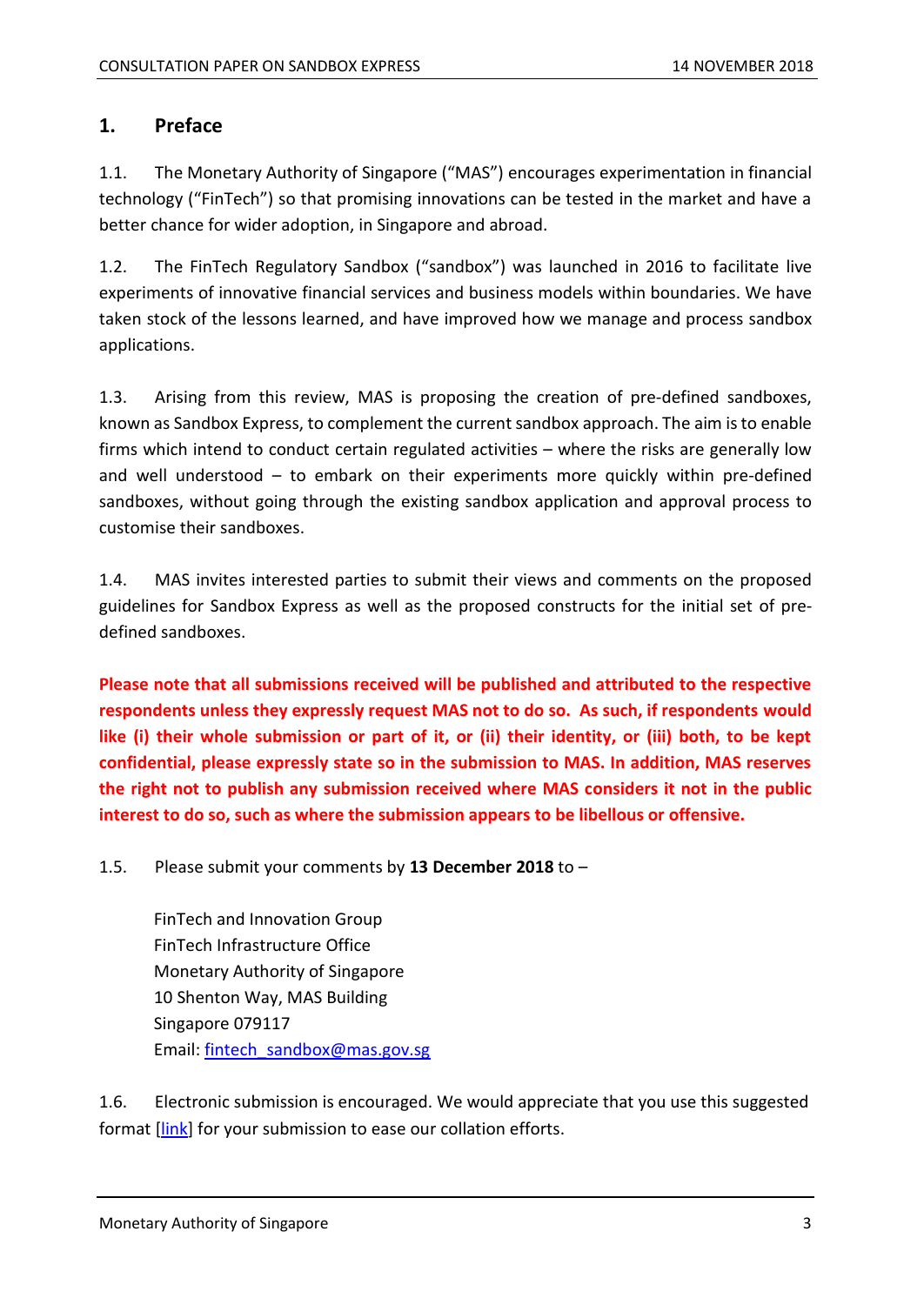## 1. Preface

1.1. The Monetary Authority of Singapore ("MAS") encourages experimentation in financial technology ("FinTech") so that promising innovations can be tested in the market and have a better chance for wider adoption, in Singapore and abroad.

1.2. The FinTech Regulatory Sandbox ("sandbox") was launched in 2016 to facilitate live experiments of innovative financial services and business models within boundaries. We have taken stock of the lessons learned, and have improved how we manage and process sandbox applications.

1.3. Arising from this review, MAS is proposing the creation of pre-defined sandboxes, known as Sandbox Express, to complement the current sandbox approach. The aim is to enable firms which intend to conduct certain regulated activities – where the risks are generally low and well understood – to embark on their experiments more quickly within pre-defined sandboxes, without going through the existing sandbox application and approval process to customise their sandboxes.

1.4. MAS invites interested parties to submit their views and comments on the proposed guidelines for Sandbox Express as well as the proposed constructs for the initial set of pre-defined sandboxes.

**Please note that all submissions received will be published and attributed to the respective respondents unless they expressly request MAS not to do so. As such, if respondents would like (i) their whole submission or part of it, or (ii) their identity, or (iii) both, to be kept confidential, please expressly state so in the submission to MAS. In addition, MAS reserves the right not to publish any submission received where MAS considers it not in the public interest to do so, such as where the submission appears to be libellous or offensive.**

1.5. Please submit your comments by **13 December 2018** to –

FinTech and Innovation Group
FinTech Infrastructure Office
Monetary Authority of Singapore
10 Shenton Way, MAS Building
Singapore 079117
Email: fintech_sandbox@mas.gov.sg

1.6. Electronic submission is encouraged. We would appreciate that you use this suggested format [link] for your submission to ease our collation efforts.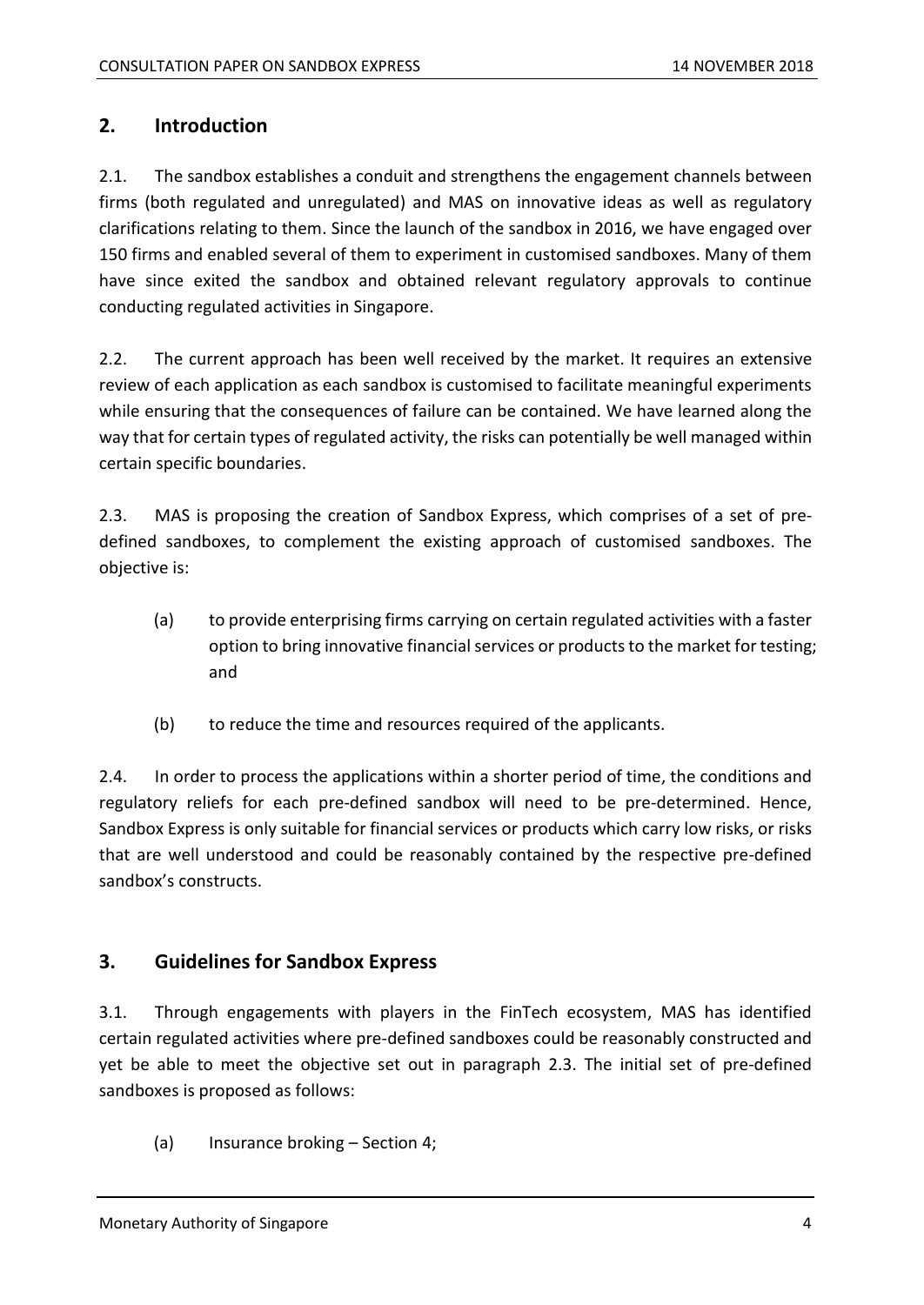## 2. Introduction

2.1. The sandbox establishes a conduit and strengthens the engagement channels between firms (both regulated and unregulated) and MAS on innovative ideas as well as regulatory clarifications relating to them. Since the launch of the sandbox in 2016, we have engaged over 150 firms and enabled several of them to experiment in customised sandboxes. Many of them have since exited the sandbox and obtained relevant regulatory approvals to continue conducting regulated activities in Singapore.

2.2. The current approach has been well received by the market. It requires an extensive review of each application as each sandbox is customised to facilitate meaningful experiments while ensuring that the consequences of failure can be contained. We have learned along the way that for certain types of regulated activity, the risks can potentially be well managed within certain specific boundaries.

2.3. MAS is proposing the creation of Sandbox Express, which comprises of a set of pre-defined sandboxes, to complement the existing approach of customised sandboxes. The objective is:

(a) to provide enterprising firms carrying on certain regulated activities with a faster option to bring innovative financial services or products to the market for testing; and

(b) to reduce the time and resources required of the applicants.

2.4. In order to process the applications within a shorter period of time, the conditions and regulatory reliefs for each pre-defined sandbox will need to be pre-determined. Hence, Sandbox Express is only suitable for financial services or products which carry low risks, or risks that are well understood and could be reasonably contained by the respective pre-defined sandbox's constructs.

## 3. Guidelines for Sandbox Express

3.1. Through engagements with players in the FinTech ecosystem, MAS has identified certain regulated activities where pre-defined sandboxes could be reasonably constructed and yet be able to meet the objective set out in paragraph 2.3. The initial set of pre-defined sandboxes is proposed as follows:

(a) Insurance broking – Section 4;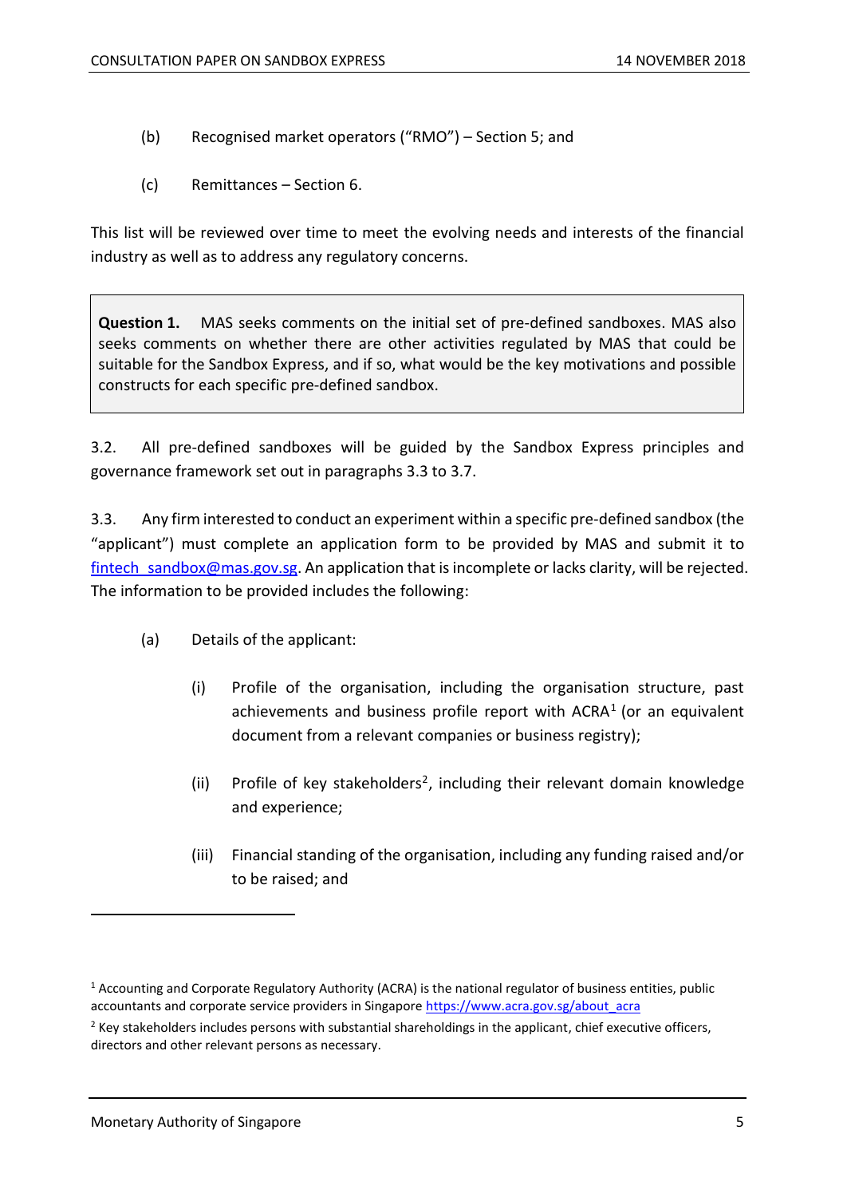(b) Recognised market operators ("RMO") – Section 5; and

(c) Remittances – Section 6.

This list will be reviewed over time to meet the evolving needs and interests of the financial industry as well as to address any regulatory concerns.

> **Question 1.** MAS seeks comments on the initial set of pre-defined sandboxes. MAS also seeks comments on whether there are other activities regulated by MAS that could be suitable for the Sandbox Express, and if so, what would be the key motivations and possible constructs for each specific pre-defined sandbox.

3.2. All pre-defined sandboxes will be guided by the Sandbox Express principles and governance framework set out in paragraphs 3.3 to 3.7.

3.3. Any firm interested to conduct an experiment within a specific pre-defined sandbox (the "applicant") must complete an application form to be provided by MAS and submit it to fintech_sandbox@mas.gov.sg. An application that is incomplete or lacks clarity, will be rejected. The information to be provided includes the following:

(a) Details of the applicant:

(i) Profile of the organisation, including the organisation structure, past achievements and business profile report with ACRA[1] (or an equivalent document from a relevant companies or business registry);

(ii) Profile of key stakeholders[2], including their relevant domain knowledge and experience;

(iii) Financial standing of the organisation, including any funding raised and/or to be raised; and

---

[1] Accounting and Corporate Regulatory Authority (ACRA) is the national regulator of business entities, public accountants and corporate service providers in Singapore https://www.acra.gov.sg/about_acra

[2] Key stakeholders includes persons with substantial shareholdings in the applicant, chief executive officers, directors and other relevant persons as necessary.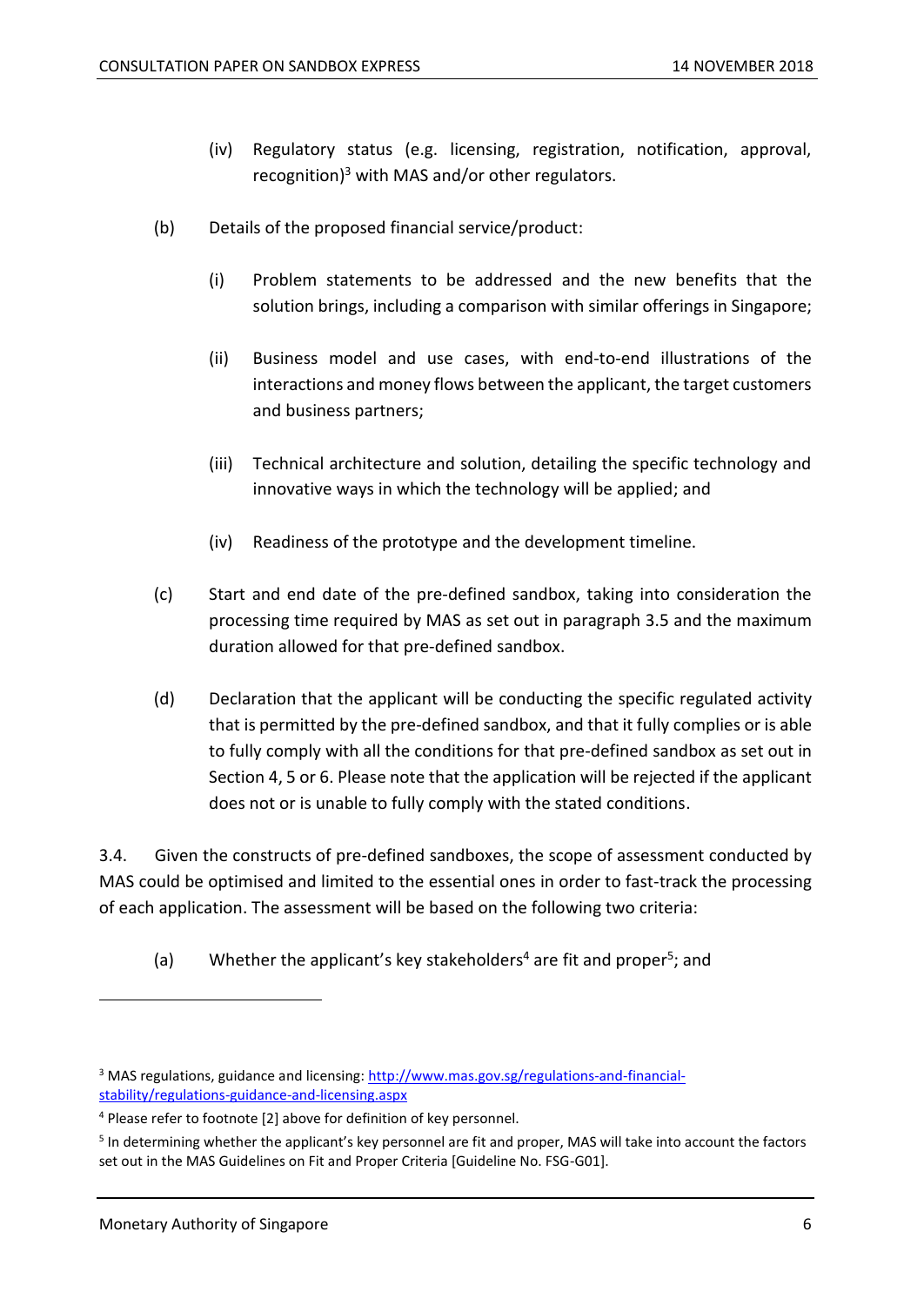(iv) Regulatory status (e.g. licensing, registration, notification, approval, recognition)[3] with MAS and/or other regulators.

(b) Details of the proposed financial service/product:

(i) Problem statements to be addressed and the new benefits that the solution brings, including a comparison with similar offerings in Singapore;

(ii) Business model and use cases, with end-to-end illustrations of the interactions and money flows between the applicant, the target customers and business partners;

(iii) Technical architecture and solution, detailing the specific technology and innovative ways in which the technology will be applied; and

(iv) Readiness of the prototype and the development timeline.

(c) Start and end date of the pre-defined sandbox, taking into consideration the processing time required by MAS as set out in paragraph 3.5 and the maximum duration allowed for that pre-defined sandbox.

(d) Declaration that the applicant will be conducting the specific regulated activity that is permitted by the pre-defined sandbox, and that it fully complies or is able to fully comply with all the conditions for that pre-defined sandbox as set out in Section 4, 5 or 6. Please note that the application will be rejected if the applicant does not or is unable to fully comply with the stated conditions.

3.4. Given the constructs of pre-defined sandboxes, the scope of assessment conducted by MAS could be optimised and limited to the essential ones in order to fast-track the processing of each application. The assessment will be based on the following two criteria:

(a) Whether the applicant's key stakeholders[4] are fit and proper[5]; and

---

[3] MAS regulations, guidance and licensing: [http://www.mas.gov.sg/regulations-and-financial-stability/regulations-guidance-and-licensing.aspx](http://www.mas.gov.sg/regulations-and-financial-stability/regulations-guidance-and-licensing.aspx)

[4] Please refer to footnote [2] above for definition of key personnel.

[5] In determining whether the applicant's key personnel are fit and proper, MAS will take into account the factors set out in the MAS Guidelines on Fit and Proper Criteria [Guideline No. FSG-G01].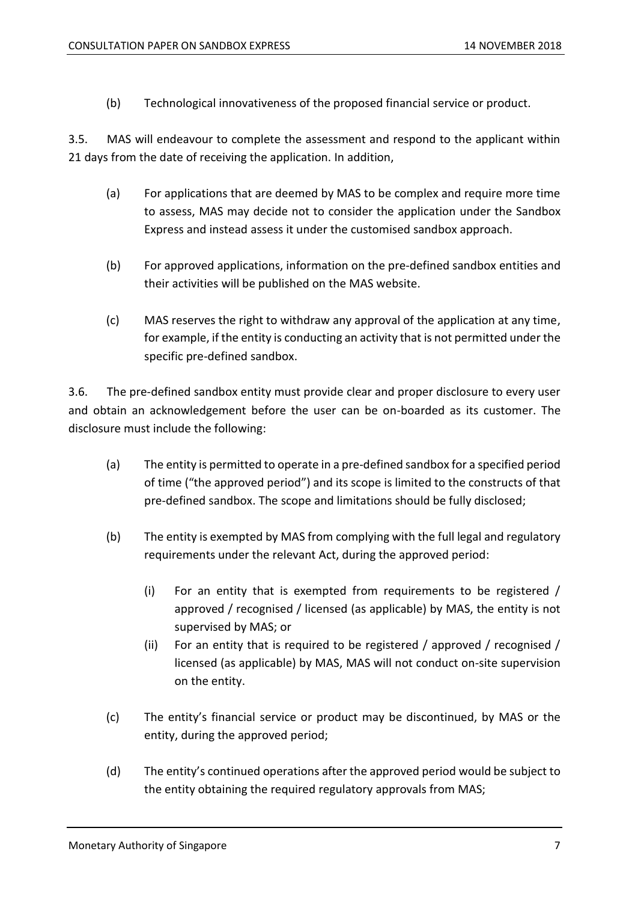(b) Technological innovativeness of the proposed financial service or product.

3.5. MAS will endeavour to complete the assessment and respond to the applicant within 21 days from the date of receiving the application. In addition,

(a) For applications that are deemed by MAS to be complex and require more time to assess, MAS may decide not to consider the application under the Sandbox Express and instead assess it under the customised sandbox approach.

(b) For approved applications, information on the pre-defined sandbox entities and their activities will be published on the MAS website.

(c) MAS reserves the right to withdraw any approval of the application at any time, for example, if the entity is conducting an activity that is not permitted under the specific pre-defined sandbox.

3.6. The pre-defined sandbox entity must provide clear and proper disclosure to every user and obtain an acknowledgement before the user can be on-boarded as its customer. The disclosure must include the following:

(a) The entity is permitted to operate in a pre-defined sandbox for a specified period of time ("the approved period") and its scope is limited to the constructs of that pre-defined sandbox. The scope and limitations should be fully disclosed;

(b) The entity is exempted by MAS from complying with the full legal and regulatory requirements under the relevant Act, during the approved period:

   (i) For an entity that is exempted from requirements to be registered / approved / recognised / licensed (as applicable) by MAS, the entity is not supervised by MAS; or

   (ii) For an entity that is required to be registered / approved / recognised / licensed (as applicable) by MAS, MAS will not conduct on-site supervision on the entity.

(c) The entity's financial service or product may be discontinued, by MAS or the entity, during the approved period;

(d) The entity's continued operations after the approved period would be subject to the entity obtaining the required regulatory approvals from MAS;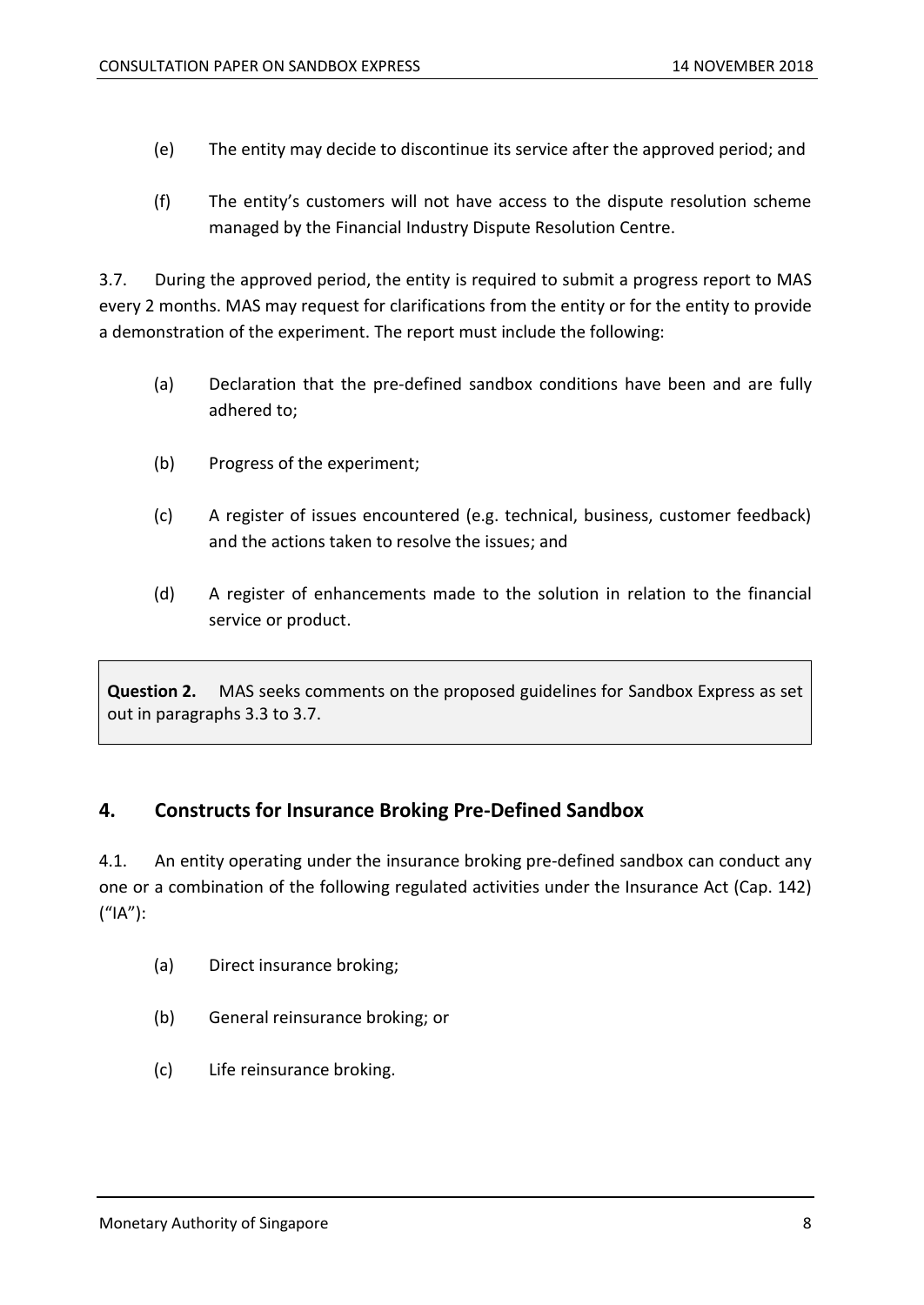(e) The entity may decide to discontinue its service after the approved period; and

(f) The entity's customers will not have access to the dispute resolution scheme managed by the Financial Industry Dispute Resolution Centre.

3.7. During the approved period, the entity is required to submit a progress report to MAS every 2 months. MAS may request for clarifications from the entity or for the entity to provide a demonstration of the experiment. The report must include the following:

(a) Declaration that the pre-defined sandbox conditions have been and are fully adhered to;

(b) Progress of the experiment;

(c) A register of issues encountered (e.g. technical, business, customer feedback) and the actions taken to resolve the issues; and

(d) A register of enhancements made to the solution in relation to the financial service or product.

> **Question 2.** MAS seeks comments on the proposed guidelines for Sandbox Express as set out in paragraphs 3.3 to 3.7.

## 4. Constructs for Insurance Broking Pre-Defined Sandbox

4.1. An entity operating under the insurance broking pre-defined sandbox can conduct any one or a combination of the following regulated activities under the Insurance Act (Cap. 142) ("IA"):

(a) Direct insurance broking;

(b) General reinsurance broking; or

(c) Life reinsurance broking.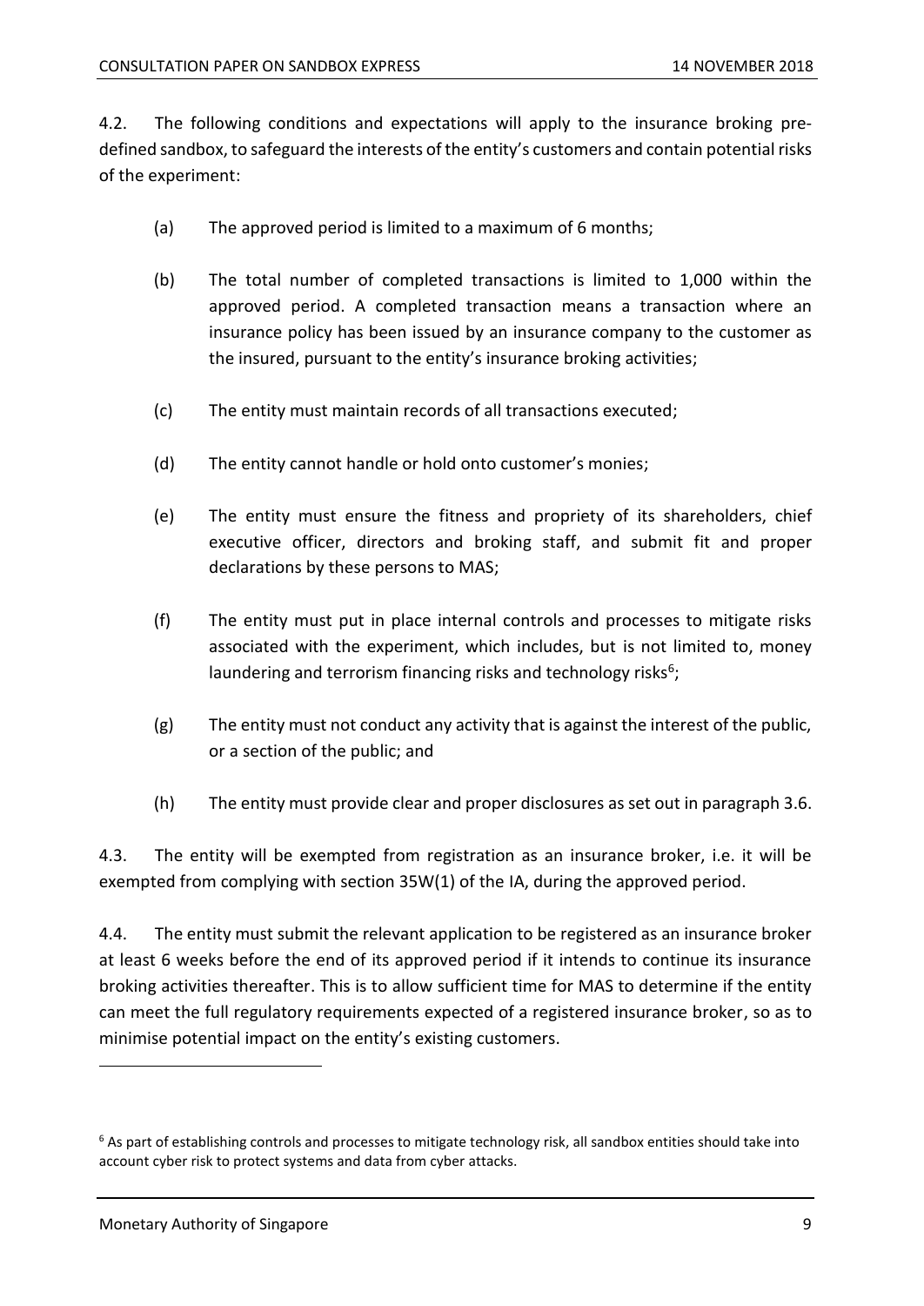4.2. The following conditions and expectations will apply to the insurance broking pre-defined sandbox, to safeguard the interests of the entity's customers and contain potential risks of the experiment:

(a) The approved period is limited to a maximum of 6 months;

(b) The total number of completed transactions is limited to 1,000 within the approved period. A completed transaction means a transaction where an insurance policy has been issued by an insurance company to the customer as the insured, pursuant to the entity's insurance broking activities;

(c) The entity must maintain records of all transactions executed;

(d) The entity cannot handle or hold onto customer's monies;

(e) The entity must ensure the fitness and propriety of its shareholders, chief executive officer, directors and broking staff, and submit fit and proper declarations by these persons to MAS;

(f) The entity must put in place internal controls and processes to mitigate risks associated with the experiment, which includes, but is not limited to, money laundering and terrorism financing risks and technology risks[6];

(g) The entity must not conduct any activity that is against the interest of the public, or a section of the public; and

(h) The entity must provide clear and proper disclosures as set out in paragraph 3.6.

4.3. The entity will be exempted from registration as an insurance broker, i.e. it will be exempted from complying with section 35W(1) of the IA, during the approved period.

4.4. The entity must submit the relevant application to be registered as an insurance broker at least 6 weeks before the end of its approved period if it intends to continue its insurance broking activities thereafter. This is to allow sufficient time for MAS to determine if the entity can meet the full regulatory requirements expected of a registered insurance broker, so as to minimise potential impact on the entity's existing customers.

---

[6] As part of establishing controls and processes to mitigate technology risk, all sandbox entities should take into account cyber risk to protect systems and data from cyber attacks.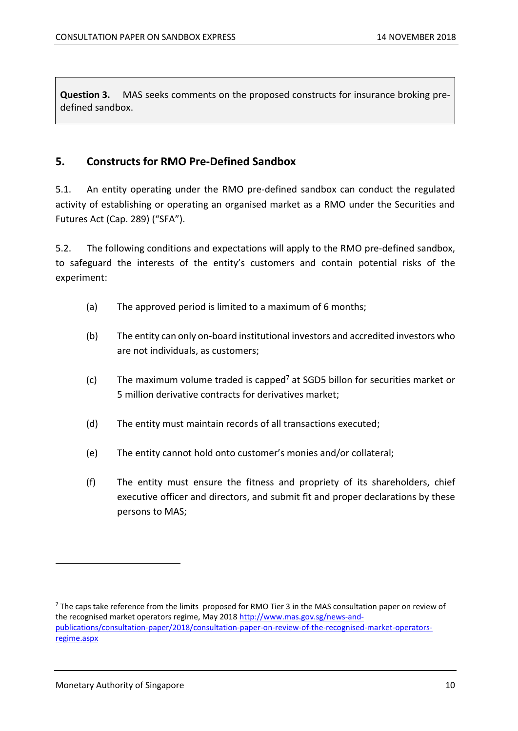**Question 3.** MAS seeks comments on the proposed constructs for insurance broking pre-defined sandbox.

## 5. Constructs for RMO Pre-Defined Sandbox

5.1. An entity operating under the RMO pre-defined sandbox can conduct the regulated activity of establishing or operating an organised market as a RMO under the Securities and Futures Act (Cap. 289) ("SFA").

5.2. The following conditions and expectations will apply to the RMO pre-defined sandbox, to safeguard the interests of the entity's customers and contain potential risks of the experiment:

(a) The approved period is limited to a maximum of 6 months;

(b) The entity can only on-board institutional investors and accredited investors who are not individuals, as customers;

(c) The maximum volume traded is capped[7] at SGD5 billon for securities market or 5 million derivative contracts for derivatives market;

(d) The entity must maintain records of all transactions executed;

(e) The entity cannot hold onto customer's monies and/or collateral;

(f) The entity must ensure the fitness and propriety of its shareholders, chief executive officer and directors, and submit fit and proper declarations by these persons to MAS;

[7] The caps take reference from the limits proposed for RMO Tier 3 in the MAS consultation paper on review of the recognised market operators regime, May 2018 http://www.mas.gov.sg/news-and-publications/consultation-paper/2018/consultation-paper-on-review-of-the-recognised-market-operators-regime.aspx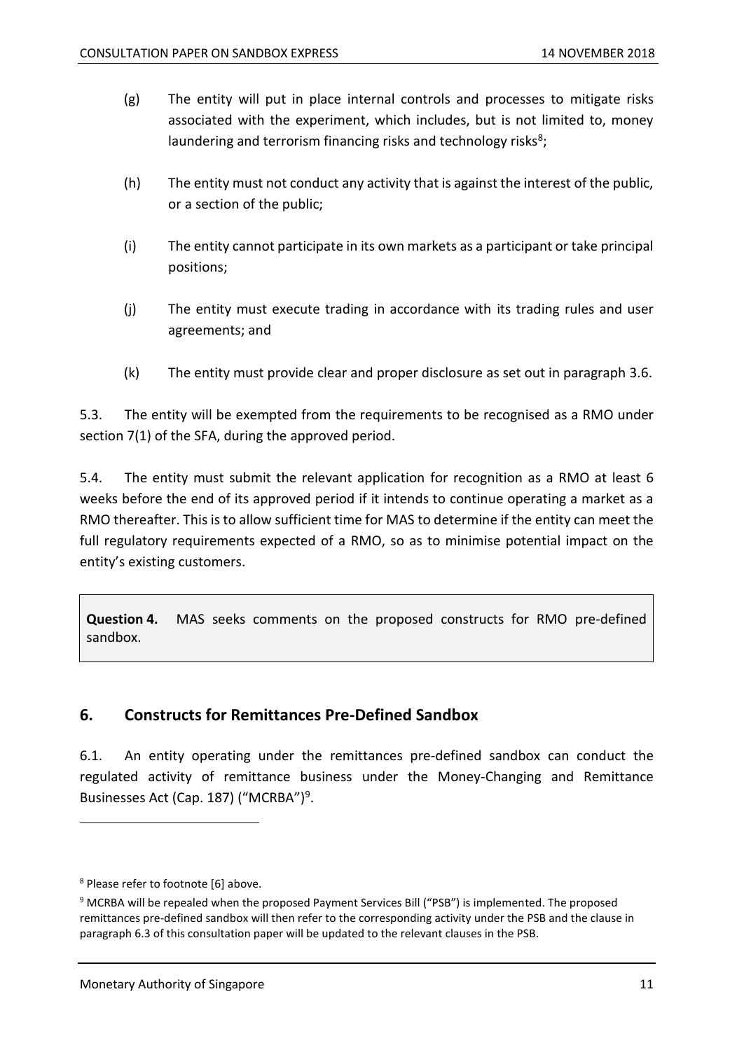(g) The entity will put in place internal controls and processes to mitigate risks associated with the experiment, which includes, but is not limited to, money laundering and terrorism financing risks and technology risks[8];

(h) The entity must not conduct any activity that is against the interest of the public, or a section of the public;

(i) The entity cannot participate in its own markets as a participant or take principal positions;

(j) The entity must execute trading in accordance with its trading rules and user agreements; and

(k) The entity must provide clear and proper disclosure as set out in paragraph 3.6.

5.3. The entity will be exempted from the requirements to be recognised as a RMO under section 7(1) of the SFA, during the approved period.

5.4. The entity must submit the relevant application for recognition as a RMO at least 6 weeks before the end of its approved period if it intends to continue operating a market as a RMO thereafter. This is to allow sufficient time for MAS to determine if the entity can meet the full regulatory requirements expected of a RMO, so as to minimise potential impact on the entity's existing customers.

> **Question 4.** MAS seeks comments on the proposed constructs for RMO pre-defined sandbox.

## 6. Constructs for Remittances Pre-Defined Sandbox

6.1. An entity operating under the remittances pre-defined sandbox can conduct the regulated activity of remittance business under the Money-Changing and Remittance Businesses Act (Cap. 187) ("MCRBA")[9].

---

[8] Please refer to footnote [6] above.

[9] MCRBA will be repealed when the proposed Payment Services Bill ("PSB") is implemented. The proposed remittances pre-defined sandbox will then refer to the corresponding activity under the PSB and the clause in paragraph 6.3 of this consultation paper will be updated to the relevant clauses in the PSB.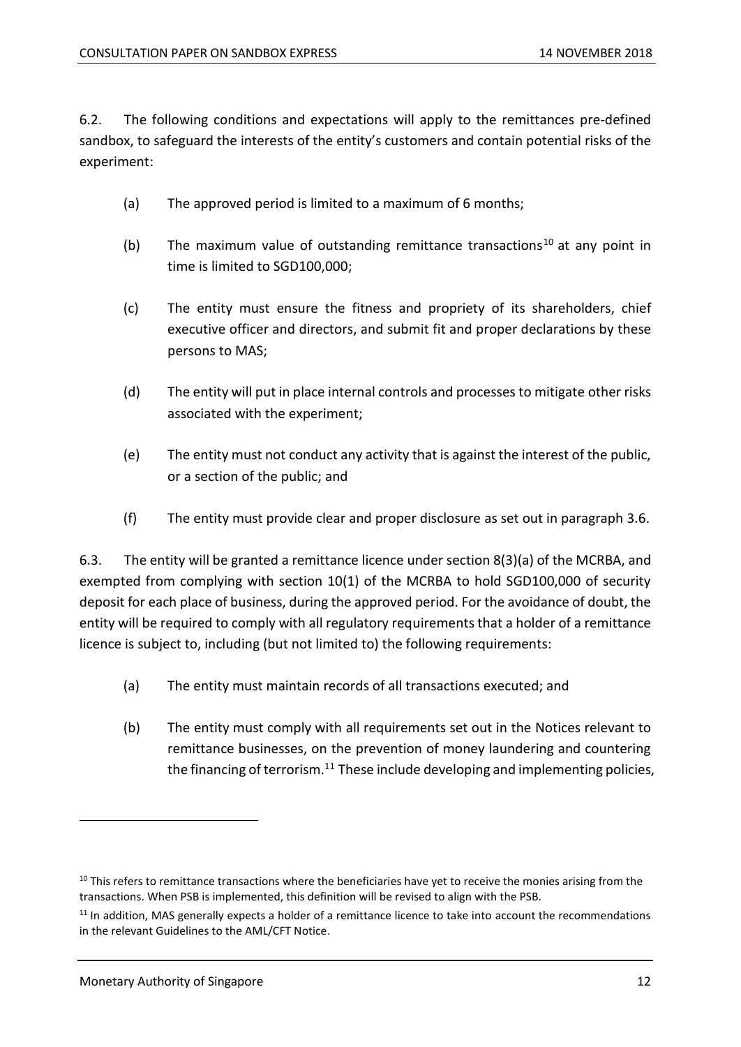6.2. The following conditions and expectations will apply to the remittances pre-defined sandbox, to safeguard the interests of the entity's customers and contain potential risks of the experiment:

(a) The approved period is limited to a maximum of 6 months;

(b) The maximum value of outstanding remittance transactions[10] at any point in time is limited to SGD100,000;

(c) The entity must ensure the fitness and propriety of its shareholders, chief executive officer and directors, and submit fit and proper declarations by these persons to MAS;

(d) The entity will put in place internal controls and processes to mitigate other risks associated with the experiment;

(e) The entity must not conduct any activity that is against the interest of the public, or a section of the public; and

(f) The entity must provide clear and proper disclosure as set out in paragraph 3.6.

6.3. The entity will be granted a remittance licence under section 8(3)(a) of the MCRBA, and exempted from complying with section 10(1) of the MCRBA to hold SGD100,000 of security deposit for each place of business, during the approved period. For the avoidance of doubt, the entity will be required to comply with all regulatory requirements that a holder of a remittance licence is subject to, including (but not limited to) the following requirements:

(a) The entity must maintain records of all transactions executed; and

(b) The entity must comply with all requirements set out in the Notices relevant to remittance businesses, on the prevention of money laundering and countering the financing of terrorism.[11] These include developing and implementing policies,

---

[10] This refers to remittance transactions where the beneficiaries have yet to receive the monies arising from the transactions. When PSB is implemented, this definition will be revised to align with the PSB.

[11] In addition, MAS generally expects a holder of a remittance licence to take into account the recommendations in the relevant Guidelines to the AML/CFT Notice.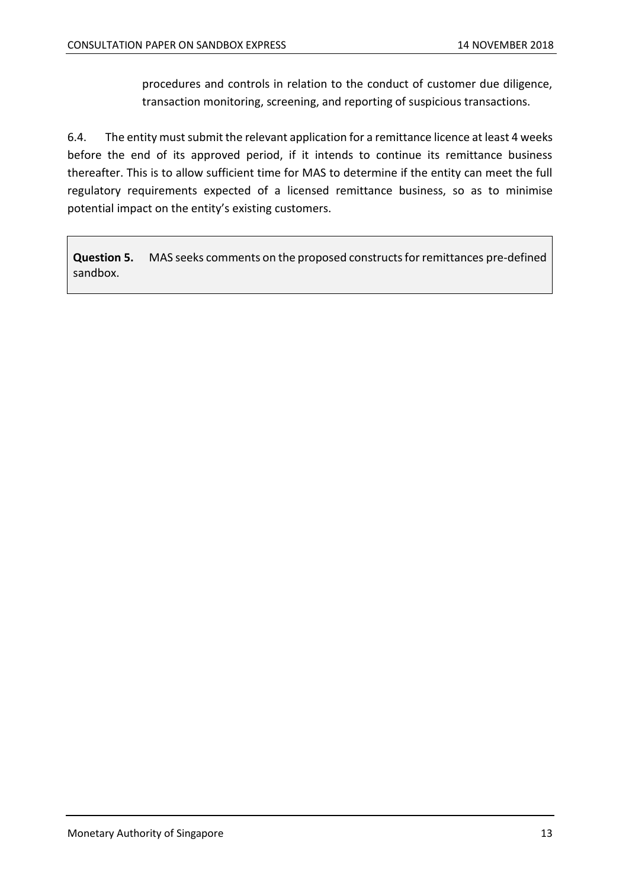procedures and controls in relation to the conduct of customer due diligence, transaction monitoring, screening, and reporting of suspicious transactions.

6.4. The entity must submit the relevant application for a remittance licence at least 4 weeks before the end of its approved period, if it intends to continue its remittance business thereafter. This is to allow sufficient time for MAS to determine if the entity can meet the full regulatory requirements expected of a licensed remittance business, so as to minimise potential impact on the entity's existing customers.

> **Question 5.** MAS seeks comments on the proposed constructs for remittances pre-defined sandbox.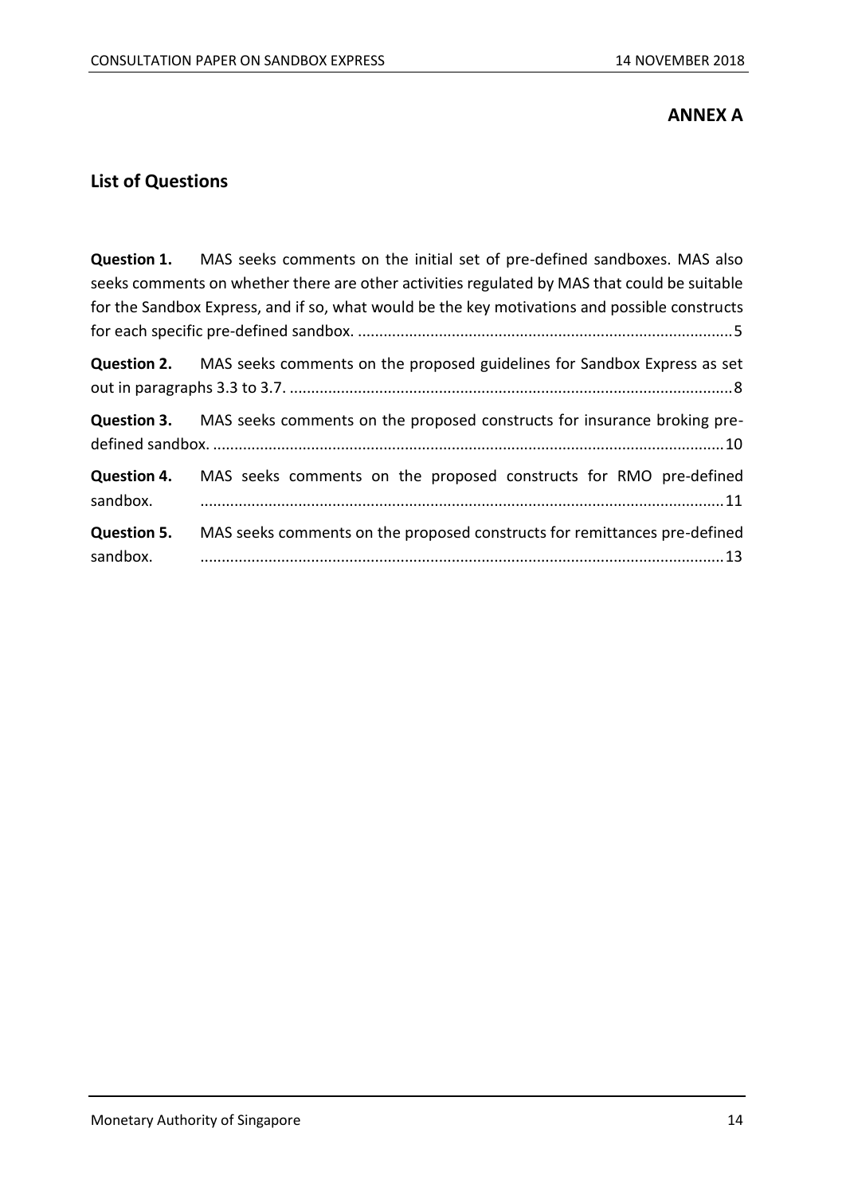## ANNEX A

## List of Questions

**Question 1.** MAS seeks comments on the initial set of pre-defined sandboxes. MAS also seeks comments on whether there are other activities regulated by MAS that could be suitable for the Sandbox Express, and if so, what would be the key motivations and possible constructs for each specific pre-defined sandbox. .......................................................................................5

**Question 2.** MAS seeks comments on the proposed guidelines for Sandbox Express as set out in paragraphs 3.3 to 3.7. .......................................................................................................8

**Question 3.** MAS seeks comments on the proposed constructs for insurance broking pre-defined sandbox. ......................................................................................................................10

**Question 4.** MAS seeks comments on the proposed constructs for RMO pre-defined sandbox. ..........................................................................................................................11

**Question 5.** MAS seeks comments on the proposed constructs for remittances pre-defined sandbox. ..........................................................................................................................13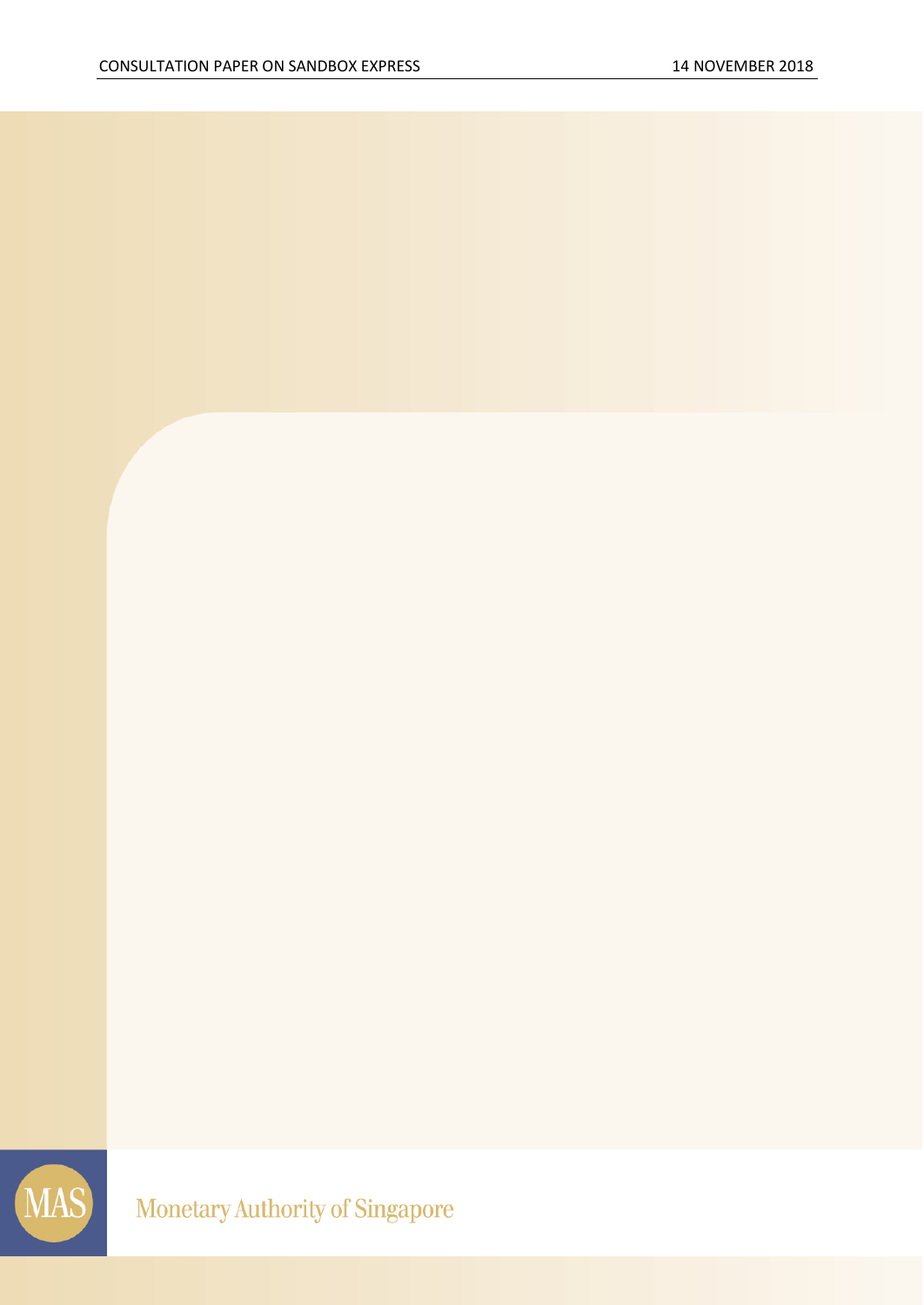Monetary Authority of Singapore